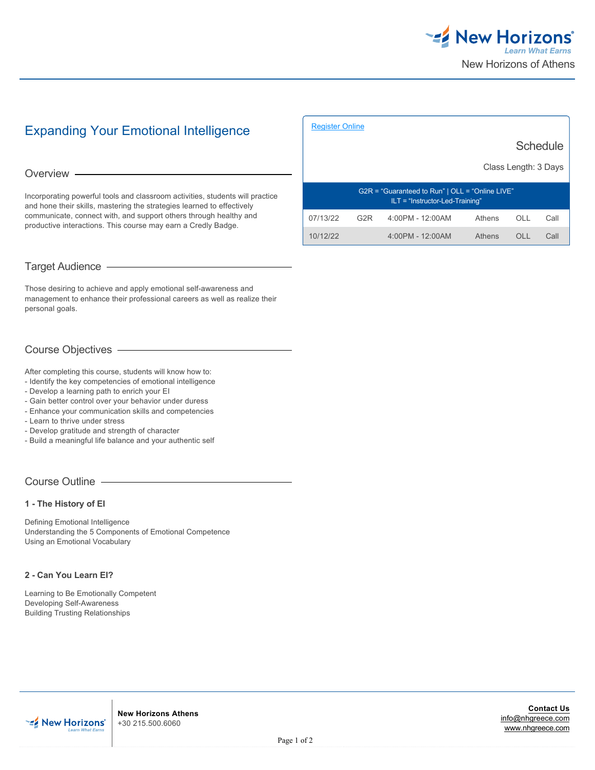New Horizons of Athens

# Expanding Your Emotional Intelligence

## Overview

Incorporating powerful tools and classroom activities, students will practice and hone their skills, mastering the strategies learned to effectively communicate, connect with, and support others through healthy and productive interactions. This course may earn a Credly Badge.

## Target Audience

Those desiring to achieve and apply emotional self-awareness and management to enhance their professional careers as well as realize their personal goals.

## Course Objectives

After completing this course, students will know how to:
- Identify the key competencies of emotional intelligence
- Develop a learning path to enrich your EI
- Gain better control over your behavior under duress
- Enhance your communication skills and competencies
- Learn to thrive under stress
- Develop gratitude and strength of character
- Build a meaningful life balance and your authentic self

## Course Outline

### 1 - The History of EI

Defining Emotional Intelligence
Understanding the 5 Components of Emotional Competence
Using an Emotional Vocabulary

### 2 - Can You Learn EI?

Learning to Be Emotionally Competent
Developing Self-Awareness
Building Trusting Relationships

---

Register Online

## Schedule

Class Length: 3 Days

G2R = "Guaranteed to Run" | OLL = "Online LIVE"
ILT = "Instructor-Led-Training"

| Date | G2R | Time | Location | Type | Price |
|---|---|---|---|---|---|
| 07/13/22 | G2R | 4:00PM - 12:00AM | Athens | OLL | Call |
| 10/12/22 | | 4:00PM - 12:00AM | Athens | OLL | Call |

---

**New Horizons Athens**
+30 215.500.6060

**Contact Us**
info@nhgreece.com
www.nhgreece.com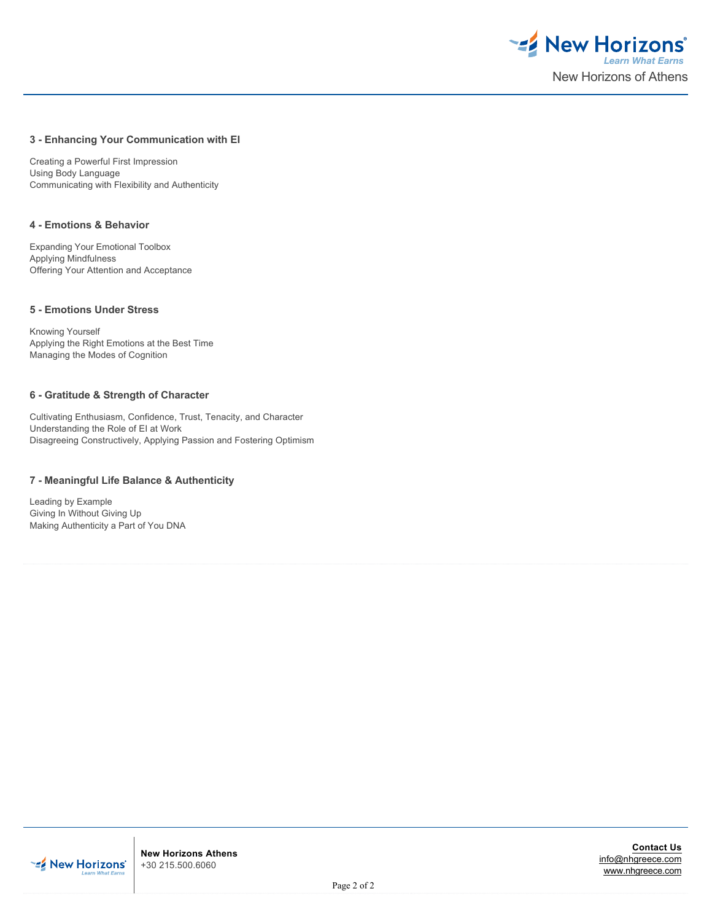### 3 - Enhancing Your Communication with EI

Creating a Powerful First Impression
Using Body Language
Communicating with Flexibility and Authenticity

### 4 - Emotions & Behavior

Expanding Your Emotional Toolbox
Applying Mindfulness
Offering Your Attention and Acceptance

### 5 - Emotions Under Stress

Knowing Yourself
Applying the Right Emotions at the Best Time
Managing the Modes of Cognition

### 6 - Gratitude & Strength of Character

Cultivating Enthusiasm, Confidence, Trust, Tenacity, and Character
Understanding the Role of EI at Work
Disagreeing Constructively, Applying Passion and Fostering Optimism

### 7 - Meaningful Life Balance & Authenticity

Leading by Example
Giving In Without Giving Up
Making Authenticity a Part of You DNA

**New Horizons Athens**
+30 215.500.6060

**Contact Us**
info@nhgreece.com
www.nhgreece.com